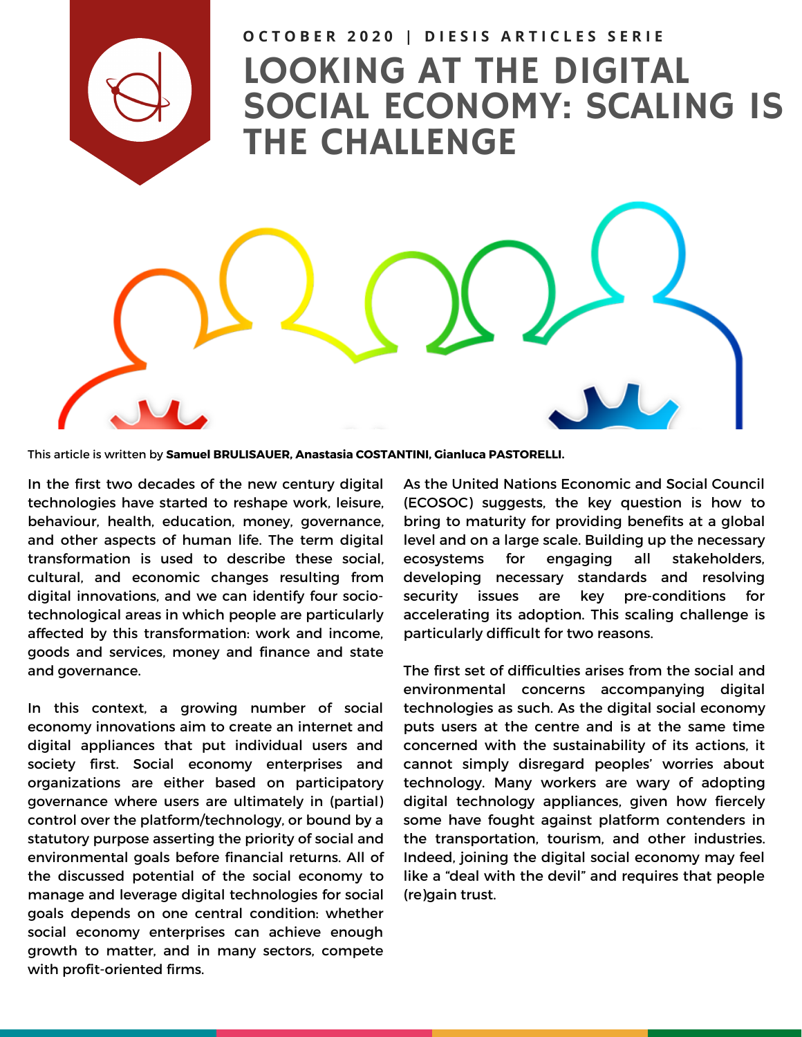OCTOBER 2020 | DIESIS ARTICLES SERIE

# LOOKING AT THE DIGITAL SOCIAL ECONOMY: SCALING IS THE CHALLENGE

This article is written by **Samuel BRULISAUER, Anastasia COSTANTINI, Gianluca PASTORELLI.**

In the first two decades of the new century digital technologies have started to reshape work, leisure, behaviour, health, education, money, governance, and other aspects of human life. The term digital transformation is used to describe these social, cultural, and economic changes resulting from digital innovations, and we can identify four socio-technological areas in which people are particularly affected by this transformation: work and income, goods and services, money and finance and state and governance.

In this context, a growing number of social economy innovations aim to create an internet and digital appliances that put individual users and society first. Social economy enterprises and organizations are either based on participatory governance where users are ultimately in (partial) control over the platform/technology, or bound by a statutory purpose asserting the priority of social and environmental goals before financial returns. All of the discussed potential of the social economy to manage and leverage digital technologies for social goals depends on one central condition: whether social economy enterprises can achieve enough growth to matter, and in many sectors, compete with profit-oriented firms.

As the United Nations Economic and Social Council (ECOSOC) suggests, the key question is how to bring to maturity for providing benefits at a global level and on a large scale. Building up the necessary ecosystems for engaging all stakeholders, developing necessary standards and resolving security issues are key pre-conditions for accelerating its adoption. This scaling challenge is particularly difficult for two reasons.

The first set of difficulties arises from the social and environmental concerns accompanying digital technologies as such. As the digital social economy puts users at the centre and is at the same time concerned with the sustainability of its actions, it cannot simply disregard peoples' worries about technology. Many workers are wary of adopting digital technology appliances, given how fiercely some have fought against platform contenders in the transportation, tourism, and other industries. Indeed, joining the digital social economy may feel like a "deal with the devil" and requires that people (re)gain trust.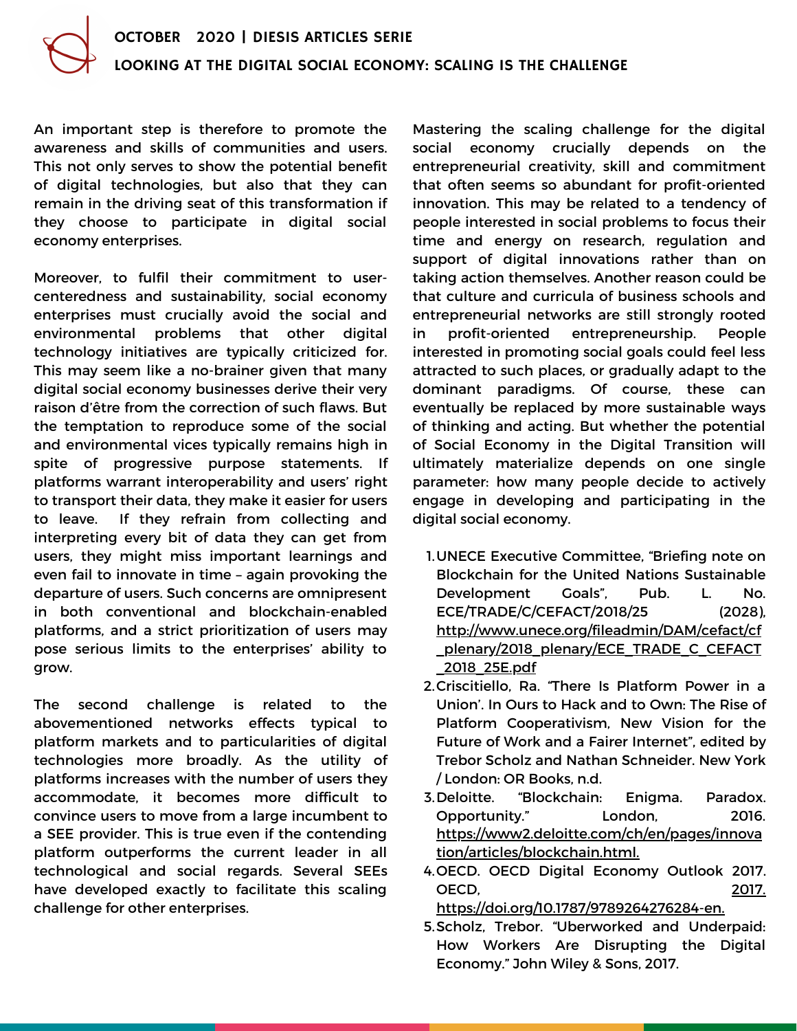An important step is therefore to promote the awareness and skills of communities and users. This not only serves to show the potential benefit of digital technologies, but also that they can remain in the driving seat of this transformation if they choose to participate in digital social economy enterprises.

Moreover, to fulfil their commitment to user-centeredness and sustainability, social economy enterprises must crucially avoid the social and environmental problems that other digital technology initiatives are typically criticized for. This may seem like a no-brainer given that many digital social economy businesses derive their very raison d'être from the correction of such flaws. But the temptation to reproduce some of the social and environmental vices typically remains high in spite of progressive purpose statements. If platforms warrant interoperability and users' right to transport their data, they make it easier for users to leave. If they refrain from collecting and interpreting every bit of data they can get from users, they might miss important learnings and even fail to innovate in time – again provoking the departure of users. Such concerns are omnipresent in both conventional and blockchain-enabled platforms, and a strict prioritization of users may pose serious limits to the enterprises' ability to grow.

The second challenge is related to the abovementioned networks effects typical to platform markets and to particularities of digital technologies more broadly. As the utility of platforms increases with the number of users they accommodate, it becomes more difficult to convince users to move from a large incumbent to a SEE provider. This is true even if the contending platform outperforms the current leader in all technological and social regards. Several SEEs have developed exactly to facilitate this scaling challenge for other enterprises.

Mastering the scaling challenge for the digital social economy crucially depends on the entrepreneurial creativity, skill and commitment that often seems so abundant for profit-oriented innovation. This may be related to a tendency of people interested in social problems to focus their time and energy on research, regulation and support of digital innovations rather than on taking action themselves. Another reason could be that culture and curricula of business schools and entrepreneurial networks are still strongly rooted in profit-oriented entrepreneurship. People interested in promoting social goals could feel less attracted to such places, or gradually adapt to the dominant paradigms. Of course, these can eventually be replaced by more sustainable ways of thinking and acting. But whether the potential of Social Economy in the Digital Transition will ultimately materialize depends on one single parameter: how many people decide to actively engage in developing and participating in the digital social economy.

1. UNECE Executive Committee, "Briefing note on Blockchain for the United Nations Sustainable Development Goals", Pub. L. No. ECE/TRADE/C/CEFACT/2018/25 (2028), http://www.unece.org/fileadmin/DAM/cefact/cf_plenary/2018_plenary/ECE_TRADE_C_CEFACT_2018_25E.pdf
2. Criscitiello, Ra. "There Is Platform Power in a Union'. In Ours to Hack and to Own: The Rise of Platform Cooperativism, New Vision for the Future of Work and a Fairer Internet", edited by Trebor Scholz and Nathan Schneider. New York / London: OR Books, n.d.
3. Deloitte. "Blockchain: Enigma. Paradox. Opportunity." London, 2016. https://www2.deloitte.com/ch/en/pages/innovation/articles/blockchain.html.
4. OECD. OECD Digital Economy Outlook 2017. OECD, 2017. https://doi.org/10.1787/9789264276284-en.
5. Scholz, Trebor. "Uberworked and Underpaid: How Workers Are Disrupting the Digital Economy." John Wiley & Sons, 2017.